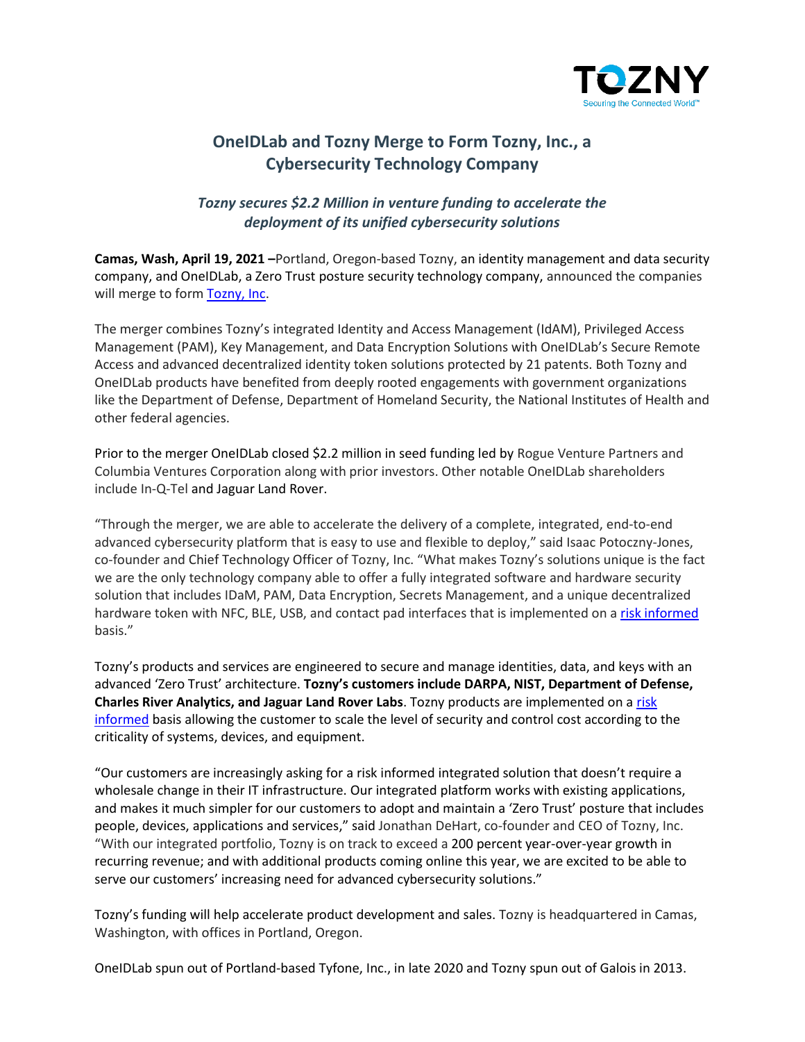TOZNY
Securing the Connected World™

# OneIDLab and Tozny Merge to Form Tozny, Inc., a Cybersecurity Technology Company

### *Tozny secures $2.2 Million in venture funding to accelerate the deployment of its unified cybersecurity solutions*

**Camas, Wash, April 19, 2021 –**Portland, Oregon-based Tozny, an identity management and data security company, and OneIDLab, a Zero Trust posture security technology company, announced the companies will merge to form Tozny, Inc.

The merger combines Tozny's integrated Identity and Access Management (IdAM), Privileged Access Management (PAM), Key Management, and Data Encryption Solutions with OneIDLab's Secure Remote Access and advanced decentralized identity token solutions protected by 21 patents. Both Tozny and OneIDLab products have benefited from deeply rooted engagements with government organizations like the Department of Defense, Department of Homeland Security, the National Institutes of Health and other federal agencies.

Prior to the merger OneIDLab closed $2.2 million in seed funding led by Rogue Venture Partners and Columbia Ventures Corporation along with prior investors. Other notable OneIDLab shareholders include In-Q-Tel and Jaguar Land Rover.

"Through the merger, we are able to accelerate the delivery of a complete, integrated, end-to-end advanced cybersecurity platform that is easy to use and flexible to deploy," said Isaac Potoczny-Jones, co-founder and Chief Technology Officer of Tozny, Inc. "What makes Tozny's solutions unique is the fact we are the only technology company able to offer a fully integrated software and hardware security solution that includes IDaM, PAM, Data Encryption, Secrets Management, and a unique decentralized hardware token with NFC, BLE, USB, and contact pad interfaces that is implemented on a risk informed basis."

Tozny's products and services are engineered to secure and manage identities, data, and keys with an advanced 'Zero Trust' architecture. **Tozny's customers include DARPA, NIST, Department of Defense, Charles River Analytics, and Jaguar Land Rover Labs**. Tozny products are implemented on a risk informed basis allowing the customer to scale the level of security and control cost according to the criticality of systems, devices, and equipment.

"Our customers are increasingly asking for a risk informed integrated solution that doesn't require a wholesale change in their IT infrastructure. Our integrated platform works with existing applications, and makes it much simpler for our customers to adopt and maintain a 'Zero Trust' posture that includes people, devices, applications and services," said Jonathan DeHart, co-founder and CEO of Tozny, Inc. "With our integrated portfolio, Tozny is on track to exceed a 200 percent year-over-year growth in recurring revenue; and with additional products coming online this year, we are excited to be able to serve our customers' increasing need for advanced cybersecurity solutions."

Tozny's funding will help accelerate product development and sales. Tozny is headquartered in Camas, Washington, with offices in Portland, Oregon.

OneIDLab spun out of Portland-based Tyfone, Inc., in late 2020 and Tozny spun out of Galois in 2013.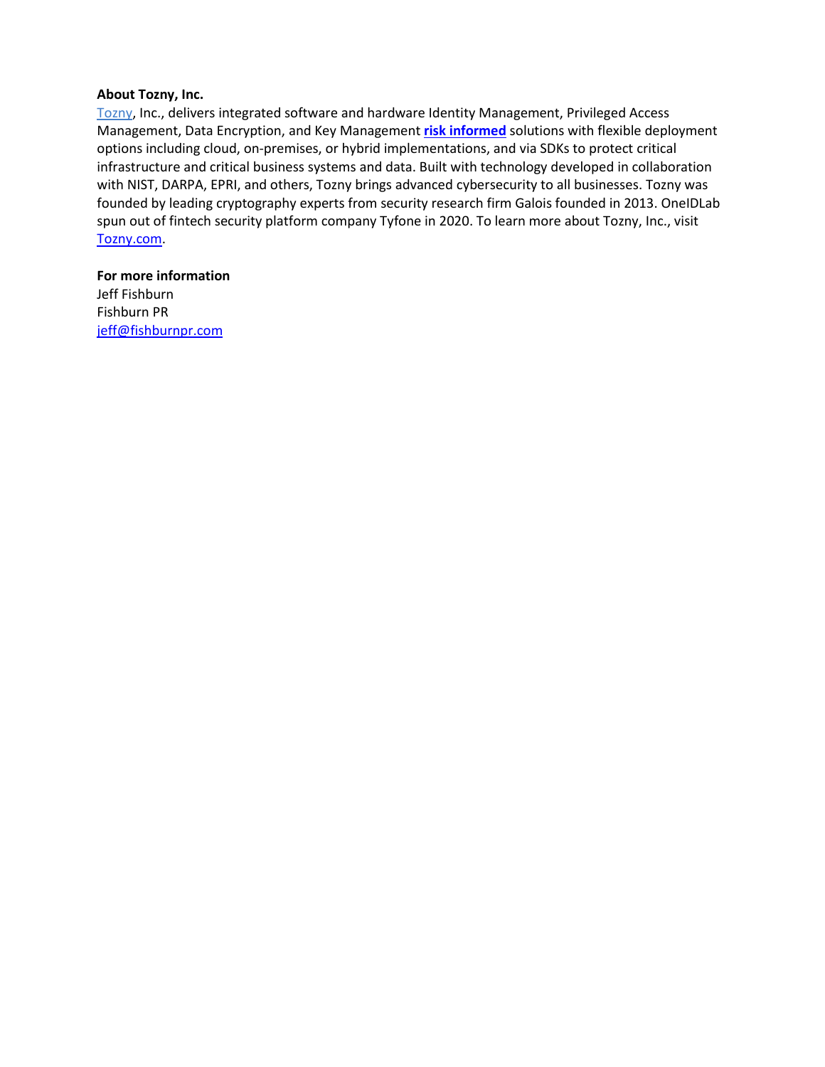**About Tozny, Inc.**

Tozny, Inc., delivers integrated software and hardware Identity Management, Privileged Access Management, Data Encryption, and Key Management **risk informed** solutions with flexible deployment options including cloud, on-premises, or hybrid implementations, and via SDKs to protect critical infrastructure and critical business systems and data. Built with technology developed in collaboration with NIST, DARPA, EPRI, and others, Tozny brings advanced cybersecurity to all businesses. Tozny was founded by leading cryptography experts from security research firm Galois founded in 2013. OneIDLab spun out of fintech security platform company Tyfone in 2020. To learn more about Tozny, Inc., visit Tozny.com.

**For more information**

Jeff Fishburn
Fishburn PR
jeff@fishburnpr.com